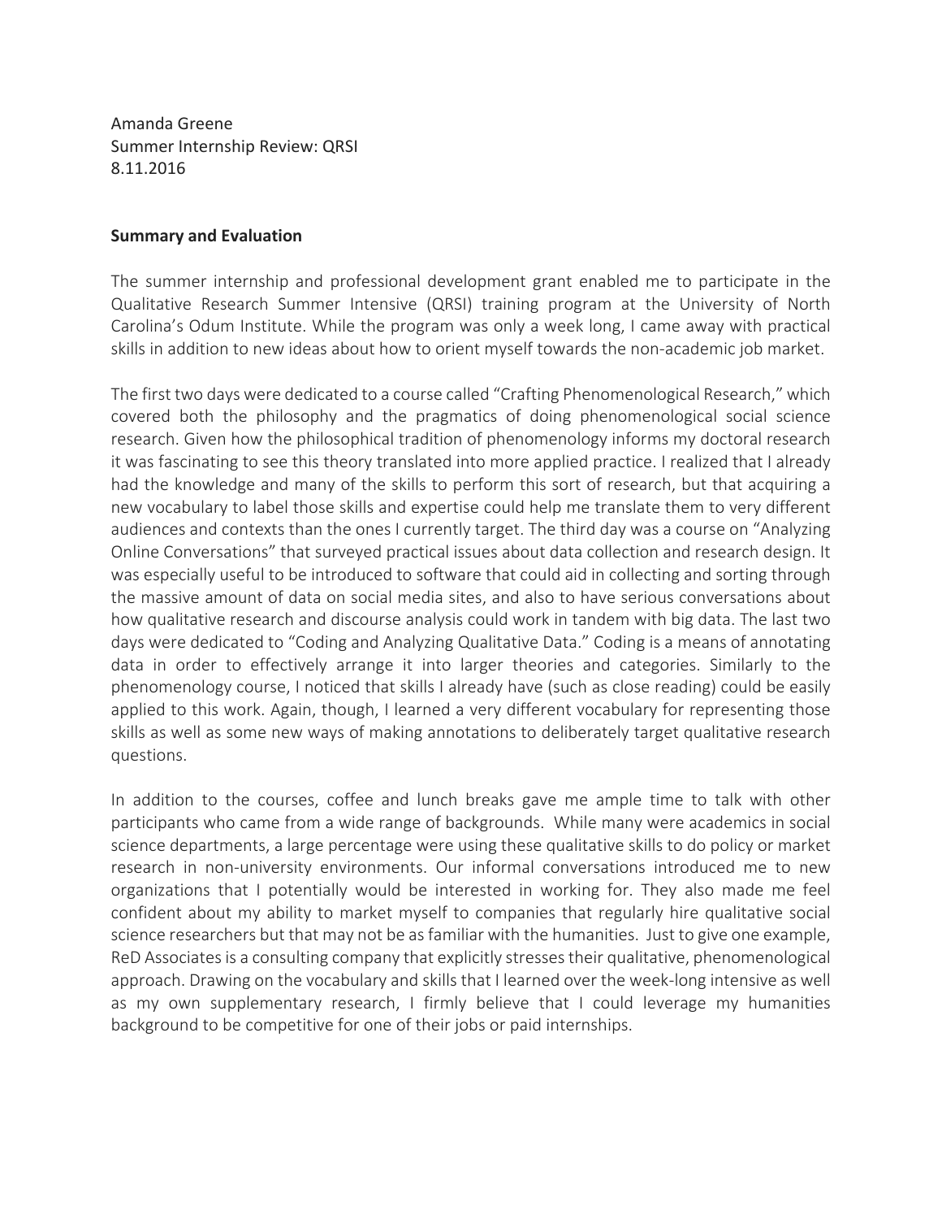Amanda Greene
Summer Internship Review: QRSI
8.11.2016

**Summary and Evaluation**

The summer internship and professional development grant enabled me to participate in the Qualitative Research Summer Intensive (QRSI) training program at the University of North Carolina's Odum Institute. While the program was only a week long, I came away with practical skills in addition to new ideas about how to orient myself towards the non-academic job market.

The first two days were dedicated to a course called "Crafting Phenomenological Research," which covered both the philosophy and the pragmatics of doing phenomenological social science research. Given how the philosophical tradition of phenomenology informs my doctoral research it was fascinating to see this theory translated into more applied practice. I realized that I already had the knowledge and many of the skills to perform this sort of research, but that acquiring a new vocabulary to label those skills and expertise could help me translate them to very different audiences and contexts than the ones I currently target. The third day was a course on "Analyzing Online Conversations" that surveyed practical issues about data collection and research design. It was especially useful to be introduced to software that could aid in collecting and sorting through the massive amount of data on social media sites, and also to have serious conversations about how qualitative research and discourse analysis could work in tandem with big data. The last two days were dedicated to "Coding and Analyzing Qualitative Data." Coding is a means of annotating data in order to effectively arrange it into larger theories and categories. Similarly to the phenomenology course, I noticed that skills I already have (such as close reading) could be easily applied to this work. Again, though, I learned a very different vocabulary for representing those skills as well as some new ways of making annotations to deliberately target qualitative research questions.

In addition to the courses, coffee and lunch breaks gave me ample time to talk with other participants who came from a wide range of backgrounds. While many were academics in social science departments, a large percentage were using these qualitative skills to do policy or market research in non-university environments. Our informal conversations introduced me to new organizations that I potentially would be interested in working for. They also made me feel confident about my ability to market myself to companies that regularly hire qualitative social science researchers but that may not be as familiar with the humanities. Just to give one example, ReD Associates is a consulting company that explicitly stresses their qualitative, phenomenological approach. Drawing on the vocabulary and skills that I learned over the week-long intensive as well as my own supplementary research, I firmly believe that I could leverage my humanities background to be competitive for one of their jobs or paid internships.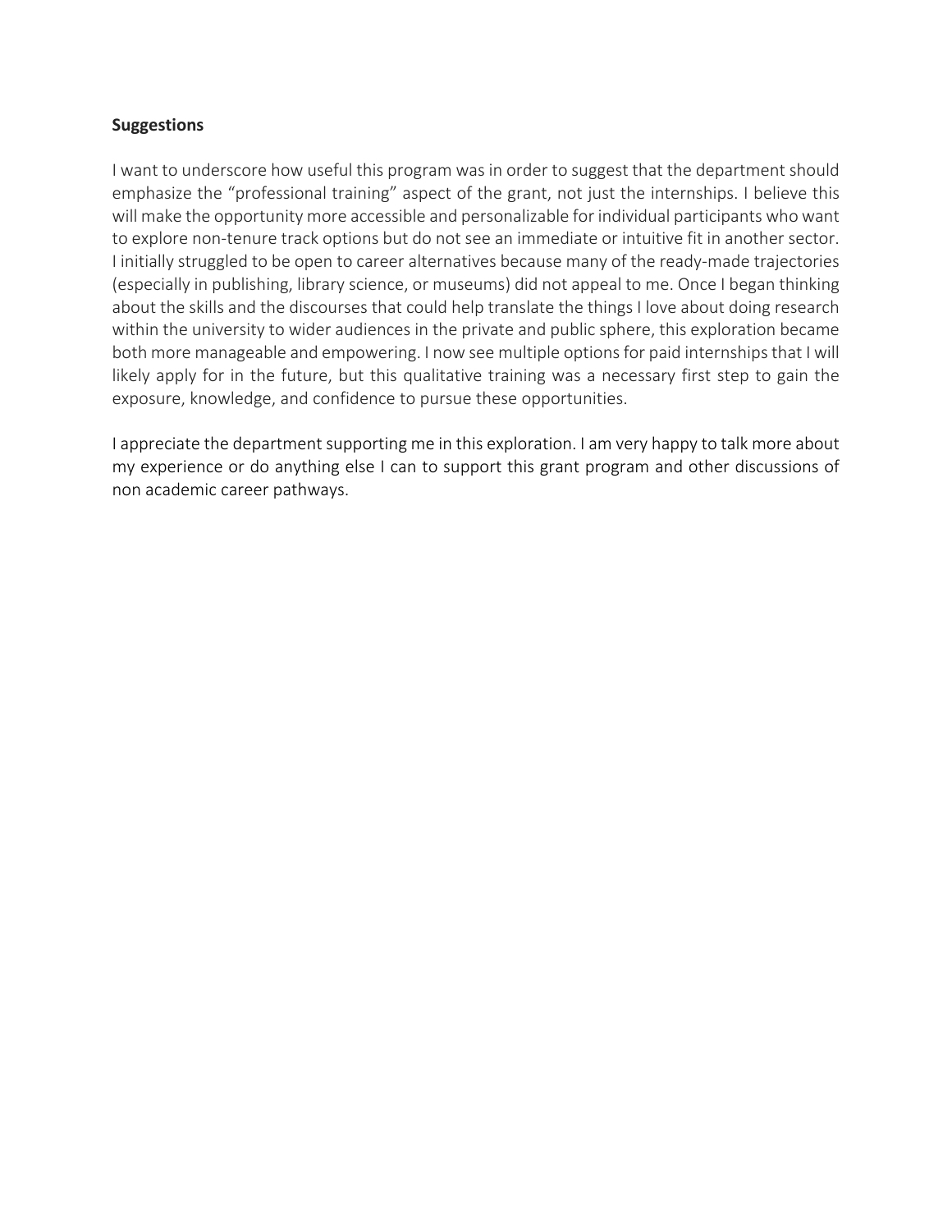**Suggestions**

I want to underscore how useful this program was in order to suggest that the department should emphasize the "professional training" aspect of the grant, not just the internships. I believe this will make the opportunity more accessible and personalizable for individual participants who want to explore non-tenure track options but do not see an immediate or intuitive fit in another sector. I initially struggled to be open to career alternatives because many of the ready-made trajectories (especially in publishing, library science, or museums) did not appeal to me. Once I began thinking about the skills and the discourses that could help translate the things I love about doing research within the university to wider audiences in the private and public sphere, this exploration became both more manageable and empowering. I now see multiple options for paid internships that I will likely apply for in the future, but this qualitative training was a necessary first step to gain the exposure, knowledge, and confidence to pursue these opportunities.

I appreciate the department supporting me in this exploration. I am very happy to talk more about my experience or do anything else I can to support this grant program and other discussions of non academic career pathways.